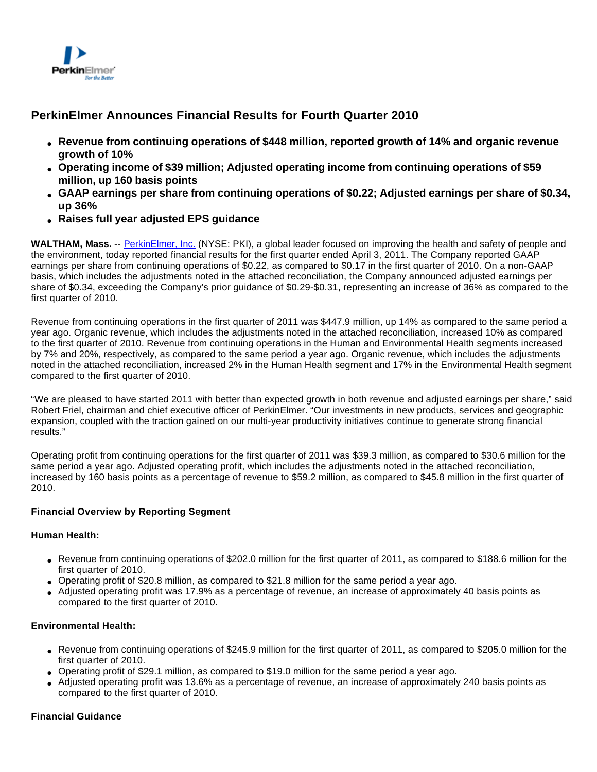# PerkinElmer Announces Financial Results for Fourth Quarter 2010

- **Revenue from continuing operations of $448 million, reported growth of 14% and organic revenue growth of 10%**
- **Operating income of $39 million; Adjusted operating income from continuing operations of $59 million, up 160 basis points**
- **GAAP earnings per share from continuing operations of $0.22; Adjusted earnings per share of $0.34, up 36%**
- **Raises full year adjusted EPS guidance**

**WALTHAM, Mass.** -- PerkinElmer, Inc. (NYSE: PKI), a global leader focused on improving the health and safety of people and the environment, today reported financial results for the first quarter ended April 3, 2011. The Company reported GAAP earnings per share from continuing operations of $0.22, as compared to $0.17 in the first quarter of 2010. On a non-GAAP basis, which includes the adjustments noted in the attached reconciliation, the Company announced adjusted earnings per share of $0.34, exceeding the Company's prior guidance of $0.29-$0.31, representing an increase of 36% as compared to the first quarter of 2010.

Revenue from continuing operations in the first quarter of 2011 was $447.9 million, up 14% as compared to the same period a year ago. Organic revenue, which includes the adjustments noted in the attached reconciliation, increased 10% as compared to the first quarter of 2010. Revenue from continuing operations in the Human and Environmental Health segments increased by 7% and 20%, respectively, as compared to the same period a year ago. Organic revenue, which includes the adjustments noted in the attached reconciliation, increased 2% in the Human Health segment and 17% in the Environmental Health segment compared to the first quarter of 2010.

"We are pleased to have started 2011 with better than expected growth in both revenue and adjusted earnings per share," said Robert Friel, chairman and chief executive officer of PerkinElmer. "Our investments in new products, services and geographic expansion, coupled with the traction gained on our multi-year productivity initiatives continue to generate strong financial results."

Operating profit from continuing operations for the first quarter of 2011 was $39.3 million, as compared to $30.6 million for the same period a year ago. Adjusted operating profit, which includes the adjustments noted in the attached reconciliation, increased by 160 basis points as a percentage of revenue to $59.2 million, as compared to $45.8 million in the first quarter of 2010.

### Financial Overview by Reporting Segment

#### Human Health:

- Revenue from continuing operations of $202.0 million for the first quarter of 2011, as compared to $188.6 million for the first quarter of 2010.
- Operating profit of $20.8 million, as compared to $21.8 million for the same period a year ago.
- Adjusted operating profit was 17.9% as a percentage of revenue, an increase of approximately 40 basis points as compared to the first quarter of 2010.

#### Environmental Health:

- Revenue from continuing operations of $245.9 million for the first quarter of 2011, as compared to $205.0 million for the first quarter of 2010.
- Operating profit of $29.1 million, as compared to $19.0 million for the same period a year ago.
- Adjusted operating profit was 13.6% as a percentage of revenue, an increase of approximately 240 basis points as compared to the first quarter of 2010.

### Financial Guidance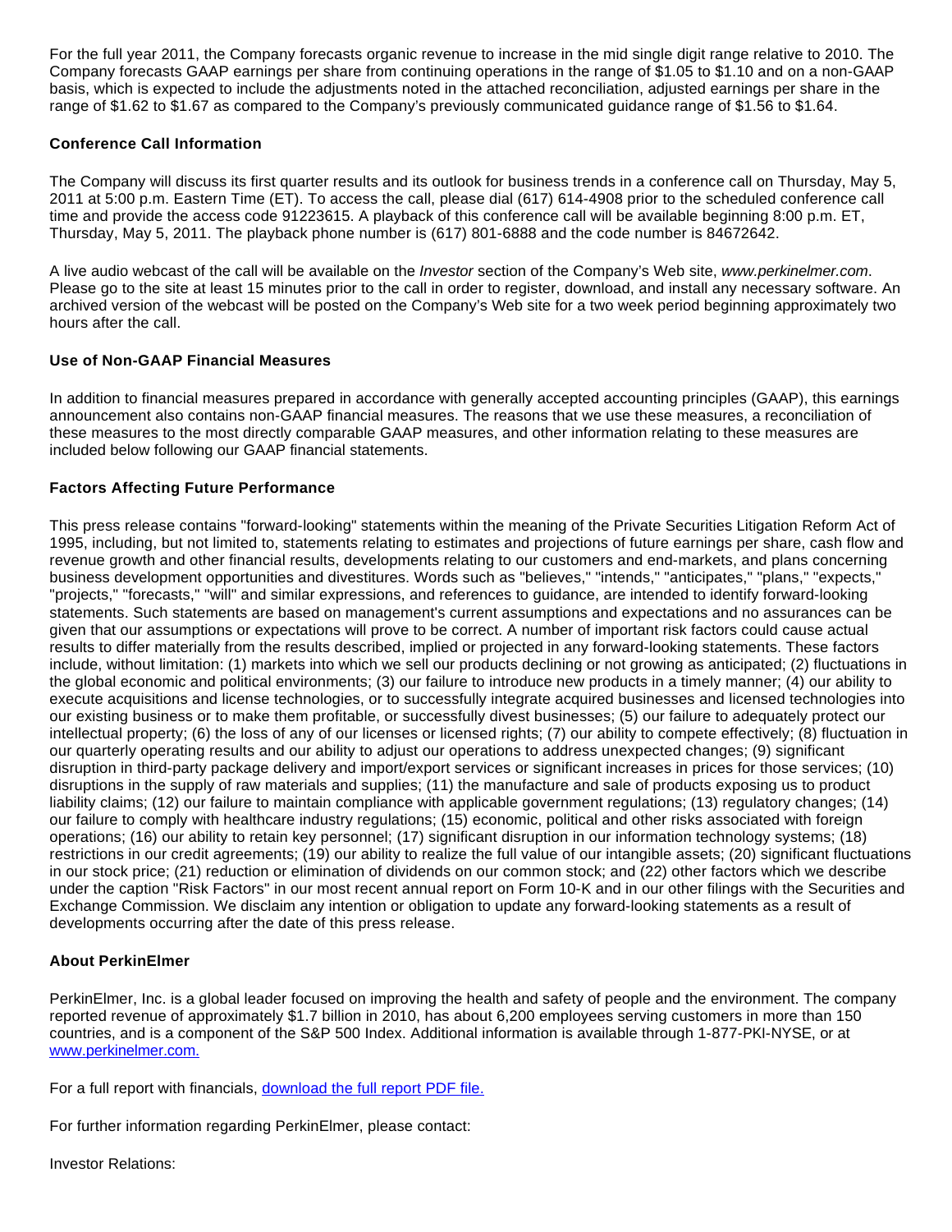For the full year 2011, the Company forecasts organic revenue to increase in the mid single digit range relative to 2010. The Company forecasts GAAP earnings per share from continuing operations in the range of $1.05 to $1.10 and on a non-GAAP basis, which is expected to include the adjustments noted in the attached reconciliation, adjusted earnings per share in the range of $1.62 to $1.67 as compared to the Company's previously communicated guidance range of $1.56 to $1.64.

**Conference Call Information**

The Company will discuss its first quarter results and its outlook for business trends in a conference call on Thursday, May 5, 2011 at 5:00 p.m. Eastern Time (ET). To access the call, please dial (617) 614-4908 prior to the scheduled conference call time and provide the access code 91223615. A playback of this conference call will be available beginning 8:00 p.m. ET, Thursday, May 5, 2011. The playback phone number is (617) 801-6888 and the code number is 84672642.

A live audio webcast of the call will be available on the *Investor* section of the Company's Web site, *www.perkinelmer.com*. Please go to the site at least 15 minutes prior to the call in order to register, download, and install any necessary software. An archived version of the webcast will be posted on the Company's Web site for a two week period beginning approximately two hours after the call.

**Use of Non-GAAP Financial Measures**

In addition to financial measures prepared in accordance with generally accepted accounting principles (GAAP), this earnings announcement also contains non-GAAP financial measures. The reasons that we use these measures, a reconciliation of these measures to the most directly comparable GAAP measures, and other information relating to these measures are included below following our GAAP financial statements.

**Factors Affecting Future Performance**

This press release contains "forward-looking" statements within the meaning of the Private Securities Litigation Reform Act of 1995, including, but not limited to, statements relating to estimates and projections of future earnings per share, cash flow and revenue growth and other financial results, developments relating to our customers and end-markets, and plans concerning business development opportunities and divestitures. Words such as "believes," "intends," "anticipates," "plans," "expects," "projects," "forecasts," "will" and similar expressions, and references to guidance, are intended to identify forward-looking statements. Such statements are based on management's current assumptions and expectations and no assurances can be given that our assumptions or expectations will prove to be correct. A number of important risk factors could cause actual results to differ materially from the results described, implied or projected in any forward-looking statements. These factors include, without limitation: (1) markets into which we sell our products declining or not growing as anticipated; (2) fluctuations in the global economic and political environments; (3) our failure to introduce new products in a timely manner; (4) our ability to execute acquisitions and license technologies, or to successfully integrate acquired businesses and licensed technologies into our existing business or to make them profitable, or successfully divest businesses; (5) our failure to adequately protect our intellectual property; (6) the loss of any of our licenses or licensed rights; (7) our ability to compete effectively; (8) fluctuation in our quarterly operating results and our ability to adjust our operations to address unexpected changes; (9) significant disruption in third-party package delivery and import/export services or significant increases in prices for those services; (10) disruptions in the supply of raw materials and supplies; (11) the manufacture and sale of products exposing us to product liability claims; (12) our failure to maintain compliance with applicable government regulations; (13) regulatory changes; (14) our failure to comply with healthcare industry regulations; (15) economic, political and other risks associated with foreign operations; (16) our ability to retain key personnel; (17) significant disruption in our information technology systems; (18) restrictions in our credit agreements; (19) our ability to realize the full value of our intangible assets; (20) significant fluctuations in our stock price; (21) reduction or elimination of dividends on our common stock; and (22) other factors which we describe under the caption "Risk Factors" in our most recent annual report on Form 10-K and in our other filings with the Securities and Exchange Commission. We disclaim any intention or obligation to update any forward-looking statements as a result of developments occurring after the date of this press release.

**About PerkinElmer**

PerkinElmer, Inc. is a global leader focused on improving the health and safety of people and the environment. The company reported revenue of approximately $1.7 billion in 2010, has about 6,200 employees serving customers in more than 150 countries, and is a component of the S&P 500 Index. Additional information is available through 1-877-PKI-NYSE, or at www.perkinelmer.com.

For a full report with financials, download the full report PDF file.

For further information regarding PerkinElmer, please contact:

Investor Relations: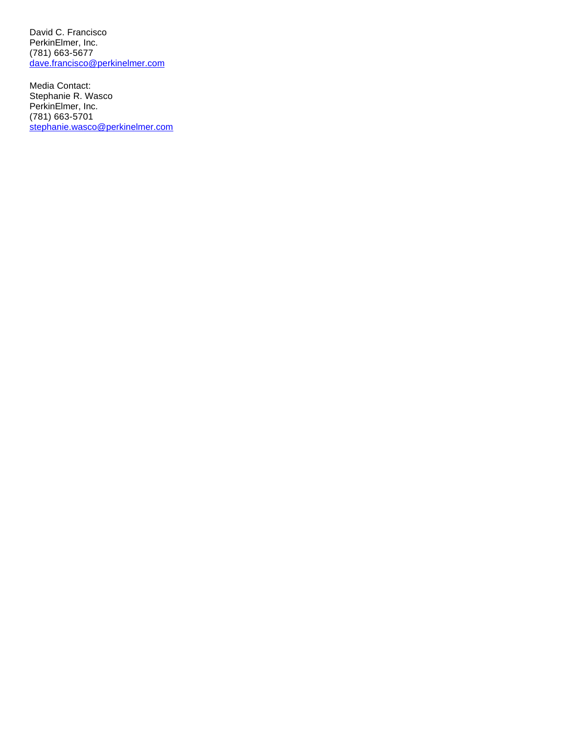David C. Francisco
PerkinElmer, Inc.
(781) 663-5677
dave.francisco@perkinelmer.com

Media Contact:
Stephanie R. Wasco
PerkinElmer, Inc.
(781) 663-5701
stephanie.wasco@perkinelmer.com